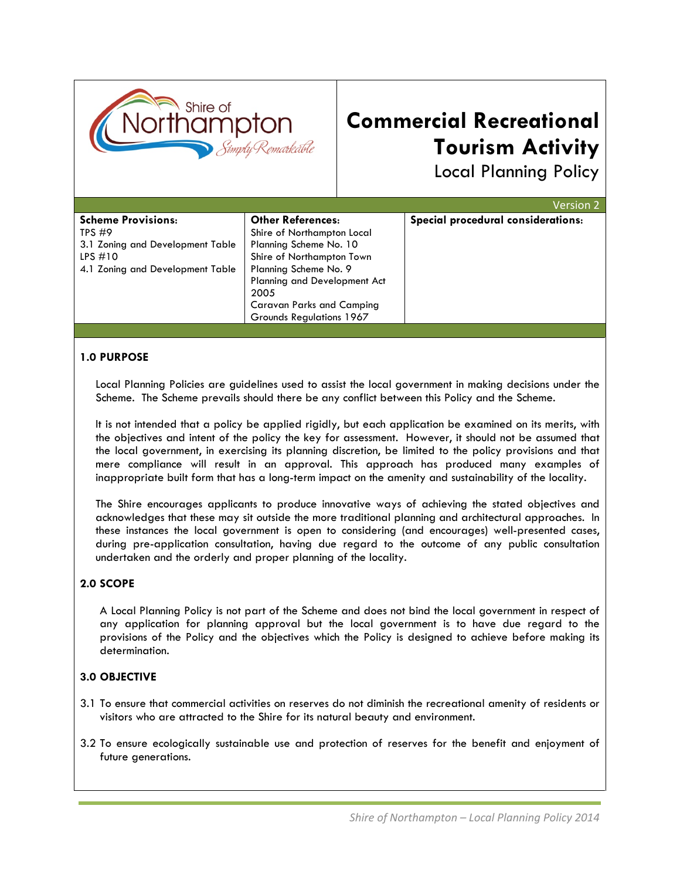Shire of Northampton *Simply Remarkable*

# Commercial Recreational Tourism Activity

## Local Planning Policy

Version 2

| Scheme Provisions: | Other References: | Special procedural considerations: |
|---|---|---|
| TPS #9<br>3.1 Zoning and Development Table<br>LPS #10<br>4.1 Zoning and Development Table | Shire of Northampton Local Planning Scheme No. 10<br>Shire of Northampton Town Planning Scheme No. 9<br>Planning and Development Act 2005<br>Caravan Parks and Camping Grounds Regulations 1967 | |

### 1.0 PURPOSE

Local Planning Policies are guidelines used to assist the local government in making decisions under the Scheme. The Scheme prevails should there be any conflict between this Policy and the Scheme.

It is not intended that a policy be applied rigidly, but each application be examined on its merits, with the objectives and intent of the policy the key for assessment. However, it should not be assumed that the local government, in exercising its planning discretion, be limited to the policy provisions and that mere compliance will result in an approval. This approach has produced many examples of inappropriate built form that has a long-term impact on the amenity and sustainability of the locality.

The Shire encourages applicants to produce innovative ways of achieving the stated objectives and acknowledges that these may sit outside the more traditional planning and architectural approaches. In these instances the local government is open to considering (and encourages) well-presented cases, during pre-application consultation, having due regard to the outcome of any public consultation undertaken and the orderly and proper planning of the locality.

### 2.0 SCOPE

A Local Planning Policy is not part of the Scheme and does not bind the local government in respect of any application for planning approval but the local government is to have due regard to the provisions of the Policy and the objectives which the Policy is designed to achieve before making its determination.

### 3.0 OBJECTIVE

3.1 To ensure that commercial activities on reserves do not diminish the recreational amenity of residents or visitors who are attracted to the Shire for its natural beauty and environment.

3.2 To ensure ecologically sustainable use and protection of reserves for the benefit and enjoyment of future generations.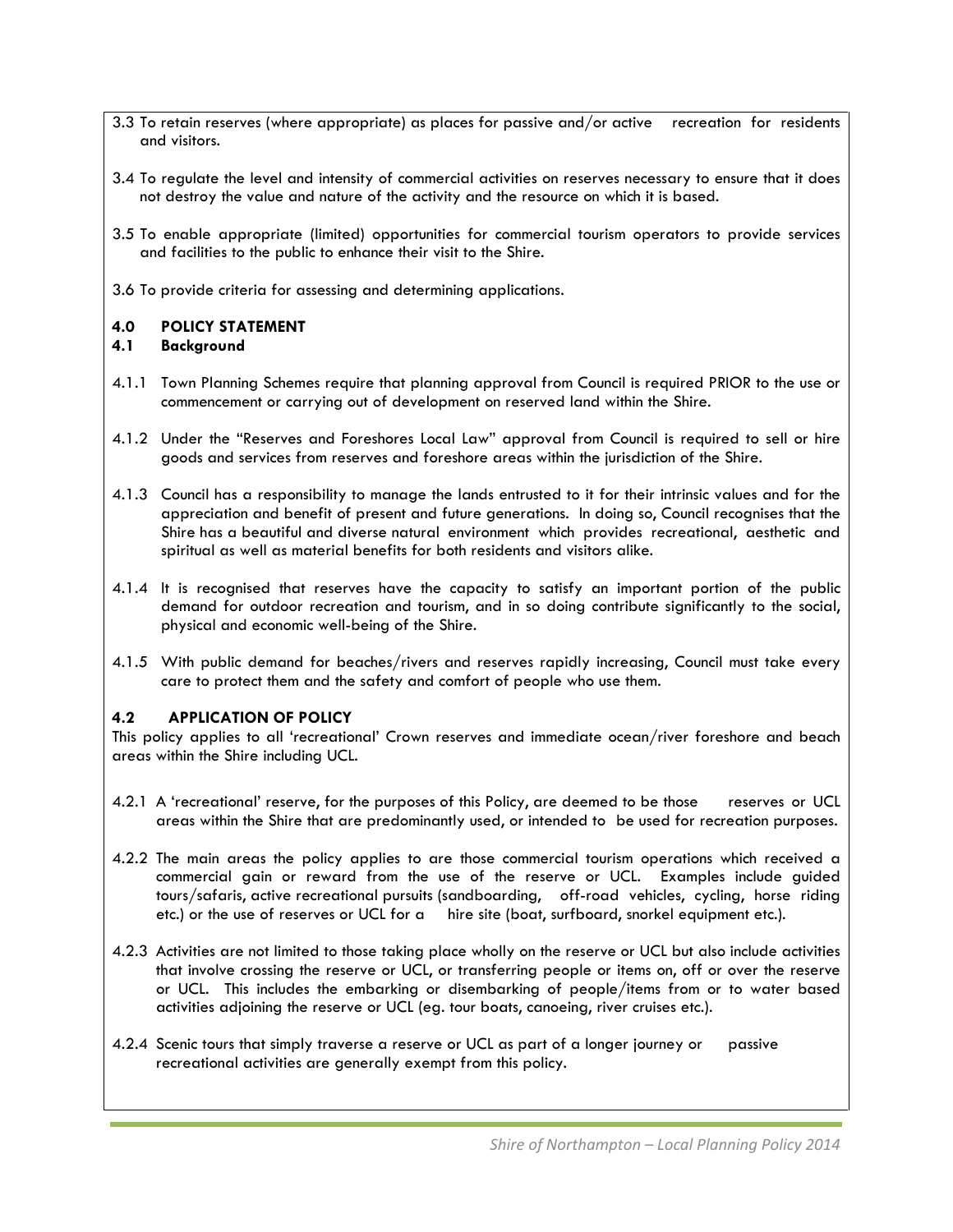3.3 To retain reserves (where appropriate) as places for passive and/or active recreation for residents and visitors.

3.4 To regulate the level and intensity of commercial activities on reserves necessary to ensure that it does not destroy the value and nature of the activity and the resource on which it is based.

3.5 To enable appropriate (limited) opportunities for commercial tourism operators to provide services and facilities to the public to enhance their visit to the Shire.

3.6 To provide criteria for assessing and determining applications.

## 4.0 POLICY STATEMENT

### 4.1 Background

4.1.1 Town Planning Schemes require that planning approval from Council is required PRIOR to the use or commencement or carrying out of development on reserved land within the Shire.

4.1.2 Under the "Reserves and Foreshores Local Law" approval from Council is required to sell or hire goods and services from reserves and foreshore areas within the jurisdiction of the Shire.

4.1.3 Council has a responsibility to manage the lands entrusted to it for their intrinsic values and for the appreciation and benefit of present and future generations. In doing so, Council recognises that the Shire has a beautiful and diverse natural environment which provides recreational, aesthetic and spiritual as well as material benefits for both residents and visitors alike.

4.1.4 It is recognised that reserves have the capacity to satisfy an important portion of the public demand for outdoor recreation and tourism, and in so doing contribute significantly to the social, physical and economic well-being of the Shire.

4.1.5 With public demand for beaches/rivers and reserves rapidly increasing, Council must take every care to protect them and the safety and comfort of people who use them.

### 4.2 APPLICATION OF POLICY

This policy applies to all 'recreational' Crown reserves and immediate ocean/river foreshore and beach areas within the Shire including UCL.

4.2.1 A 'recreational' reserve, for the purposes of this Policy, are deemed to be those reserves or UCL areas within the Shire that are predominantly used, or intended to be used for recreation purposes.

4.2.2 The main areas the policy applies to are those commercial tourism operations which received a commercial gain or reward from the use of the reserve or UCL. Examples include guided tours/safaris, active recreational pursuits (sandboarding, off-road vehicles, cycling, horse riding etc.) or the use of reserves or UCL for a hire site (boat, surfboard, snorkel equipment etc.).

4.2.3 Activities are not limited to those taking place wholly on the reserve or UCL but also include activities that involve crossing the reserve or UCL, or transferring people or items on, off or over the reserve or UCL. This includes the embarking or disembarking of people/items from or to water based activities adjoining the reserve or UCL (eg. tour boats, canoeing, river cruises etc.).

4.2.4 Scenic tours that simply traverse a reserve or UCL as part of a longer journey or passive recreational activities are generally exempt from this policy.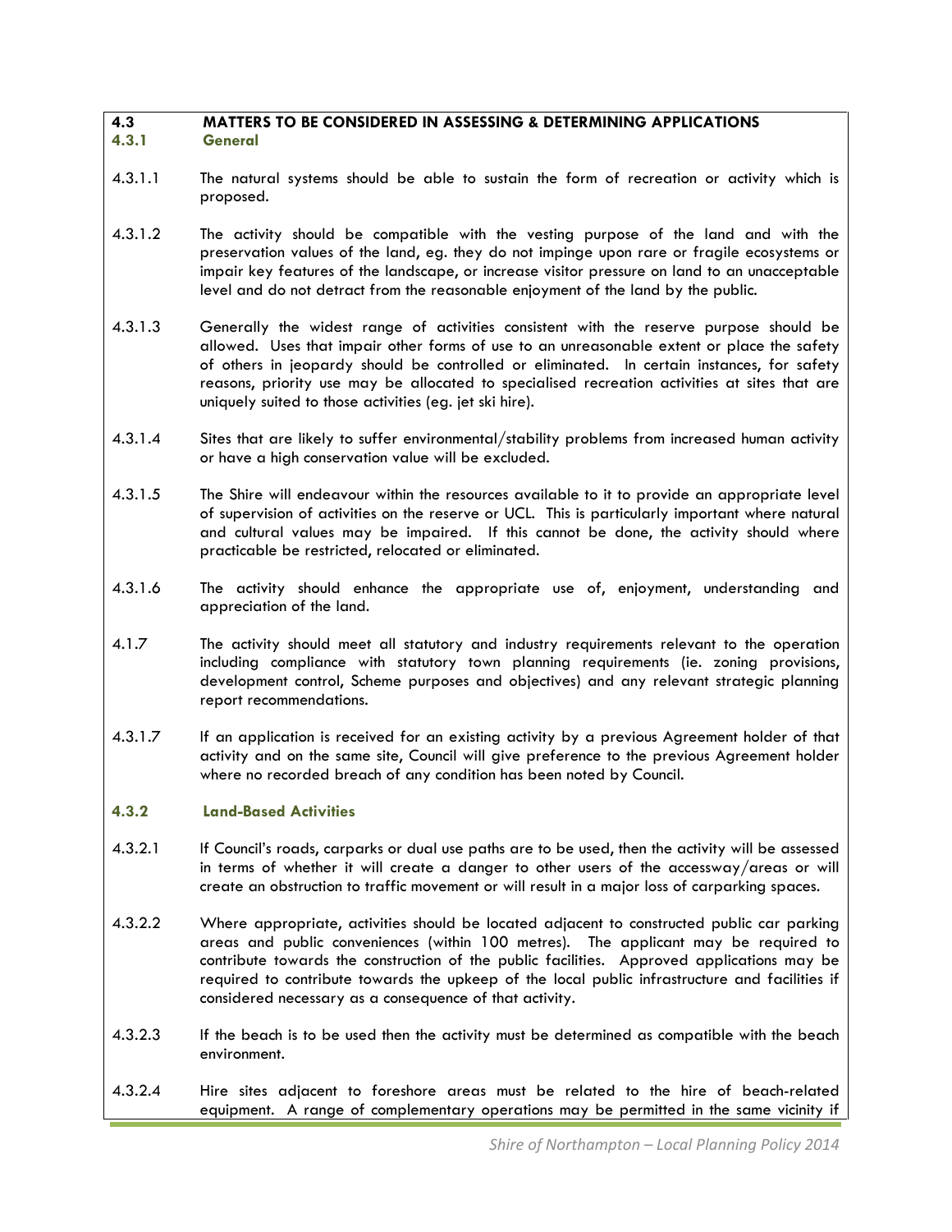### 4.3 MATTERS TO BE CONSIDERED IN ASSESSING & DETERMINING APPLICATIONS

#### 4.3.1 General

4.3.1.1 The natural systems should be able to sustain the form of recreation or activity which is proposed.

4.3.1.2 The activity should be compatible with the vesting purpose of the land and with the preservation values of the land, eg. they do not impinge upon rare or fragile ecosystems or impair key features of the landscape, or increase visitor pressure on land to an unacceptable level and do not detract from the reasonable enjoyment of the land by the public.

4.3.1.3 Generally the widest range of activities consistent with the reserve purpose should be allowed. Uses that impair other forms of use to an unreasonable extent or place the safety of others in jeopardy should be controlled or eliminated. In certain instances, for safety reasons, priority use may be allocated to specialised recreation activities at sites that are uniquely suited to those activities (eg. jet ski hire).

4.3.1.4 Sites that are likely to suffer environmental/stability problems from increased human activity or have a high conservation value will be excluded.

4.3.1.5 The Shire will endeavour within the resources available to it to provide an appropriate level of supervision of activities on the reserve or UCL. This is particularly important where natural and cultural values may be impaired. If this cannot be done, the activity should where practicable be restricted, relocated or eliminated.

4.3.1.6 The activity should enhance the appropriate use of, enjoyment, understanding and appreciation of the land.

4.1.7 The activity should meet all statutory and industry requirements relevant to the operation including compliance with statutory town planning requirements (ie. zoning provisions, development control, Scheme purposes and objectives) and any relevant strategic planning report recommendations.

4.3.1.7 If an application is received for an existing activity by a previous Agreement holder of that activity and on the same site, Council will give preference to the previous Agreement holder where no recorded breach of any condition has been noted by Council.

#### 4.3.2 Land-Based Activities

4.3.2.1 If Council's roads, carparks or dual use paths are to be used, then the activity will be assessed in terms of whether it will create a danger to other users of the accessway/areas or will create an obstruction to traffic movement or will result in a major loss of carparking spaces.

4.3.2.2 Where appropriate, activities should be located adjacent to constructed public car parking areas and public conveniences (within 100 metres). The applicant may be required to contribute towards the construction of the public facilities. Approved applications may be required to contribute towards the upkeep of the local public infrastructure and facilities if considered necessary as a consequence of that activity.

4.3.2.3 If the beach is to be used then the activity must be determined as compatible with the beach environment.

4.3.2.4 Hire sites adjacent to foreshore areas must be related to the hire of beach-related equipment. A range of complementary operations may be permitted in the same vicinity if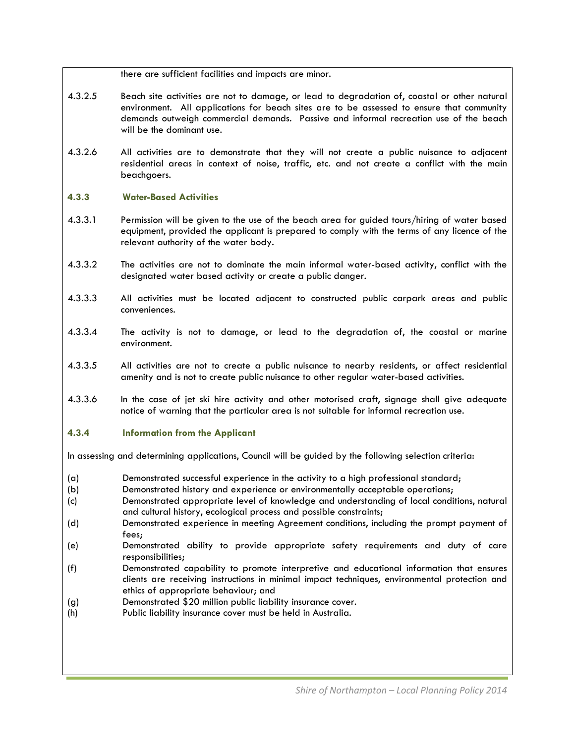there are sufficient facilities and impacts are minor.

4.3.2.5 Beach site activities are not to damage, or lead to degradation of, coastal or other natural environment. All applications for beach sites are to be assessed to ensure that community demands outweigh commercial demands. Passive and informal recreation use of the beach will be the dominant use.

4.3.2.6 All activities are to demonstrate that they will not create a public nuisance to adjacent residential areas in context of noise, traffic, etc. and not create a conflict with the main beachgoers.

### 4.3.3 Water-Based Activities

4.3.3.1 Permission will be given to the use of the beach area for guided tours/hiring of water based equipment, provided the applicant is prepared to comply with the terms of any licence of the relevant authority of the water body.

4.3.3.2 The activities are not to dominate the main informal water-based activity, conflict with the designated water based activity or create a public danger.

4.3.3.3 All activities must be located adjacent to constructed public carpark areas and public conveniences.

4.3.3.4 The activity is not to damage, or lead to the degradation of, the coastal or marine environment.

4.3.3.5 All activities are not to create a public nuisance to nearby residents, or affect residential amenity and is not to create public nuisance to other regular water-based activities.

4.3.3.6 In the case of jet ski hire activity and other motorised craft, signage shall give adequate notice of warning that the particular area is not suitable for informal recreation use.

### 4.3.4 Information from the Applicant

In assessing and determining applications, Council will be guided by the following selection criteria:

(a) Demonstrated successful experience in the activity to a high professional standard;
(b) Demonstrated history and experience or environmentally acceptable operations;
(c) Demonstrated appropriate level of knowledge and understanding of local conditions, natural and cultural history, ecological process and possible constraints;
(d) Demonstrated experience in meeting Agreement conditions, including the prompt payment of fees;
(e) Demonstrated ability to provide appropriate safety requirements and duty of care responsibilities;
(f) Demonstrated capability to promote interpretive and educational information that ensures clients are receiving instructions in minimal impact techniques, environmental protection and ethics of appropriate behaviour; and
(g) Demonstrated $20 million public liability insurance cover.
(h) Public liability insurance cover must be held in Australia.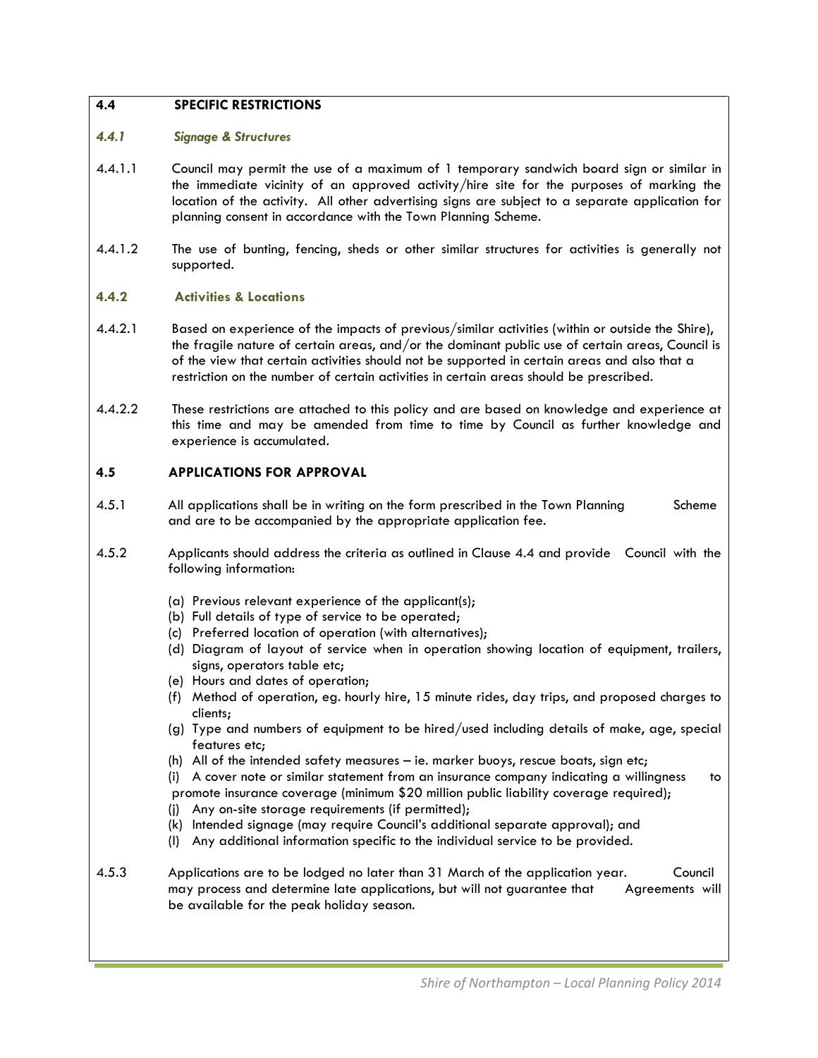## 4.4 SPECIFIC RESTRICTIONS

### *4.4.1 Signage & Structures*

4.4.1.1 Council may permit the use of a maximum of 1 temporary sandwich board sign or similar in the immediate vicinity of an approved activity/hire site for the purposes of marking the location of the activity. All other advertising signs are subject to a separate application for planning consent in accordance with the Town Planning Scheme.

4.4.1.2 The use of bunting, fencing, sheds or other similar structures for activities is generally not supported.

### 4.4.2 Activities & Locations

4.4.2.1 Based on experience of the impacts of previous/similar activities (within or outside the Shire), the fragile nature of certain areas, and/or the dominant public use of certain areas, Council is of the view that certain activities should not be supported in certain areas and also that a restriction on the number of certain activities in certain areas should be prescribed.

4.4.2.2 These restrictions are attached to this policy and are based on knowledge and experience at this time and may be amended from time to time by Council as further knowledge and experience is accumulated.

## 4.5 APPLICATIONS FOR APPROVAL

4.5.1 All applications shall be in writing on the form prescribed in the Town Planning Scheme and are to be accompanied by the appropriate application fee.

4.5.2 Applicants should address the criteria as outlined in Clause 4.4 and provide Council with the following information:

(a) Previous relevant experience of the applicant(s);
(b) Full details of type of service to be operated;
(c) Preferred location of operation (with alternatives);
(d) Diagram of layout of service when in operation showing location of equipment, trailers, signs, operators table etc;
(e) Hours and dates of operation;
(f) Method of operation, eg. hourly hire, 15 minute rides, day trips, and proposed charges to clients;
(g) Type and numbers of equipment to be hired/used including details of make, age, special features etc;
(h) All of the intended safety measures – ie. marker buoys, rescue boats, sign etc;
(i) A cover note or similar statement from an insurance company indicating a willingness to promote insurance coverage (minimum $20 million public liability coverage required);
(j) Any on-site storage requirements (if permitted);
(k) Intended signage (may require Council's additional separate approval); and
(l) Any additional information specific to the individual service to be provided.

4.5.3 Applications are to be lodged no later than 31 March of the application year. Council may process and determine late applications, but will not guarantee that Agreements will be available for the peak holiday season.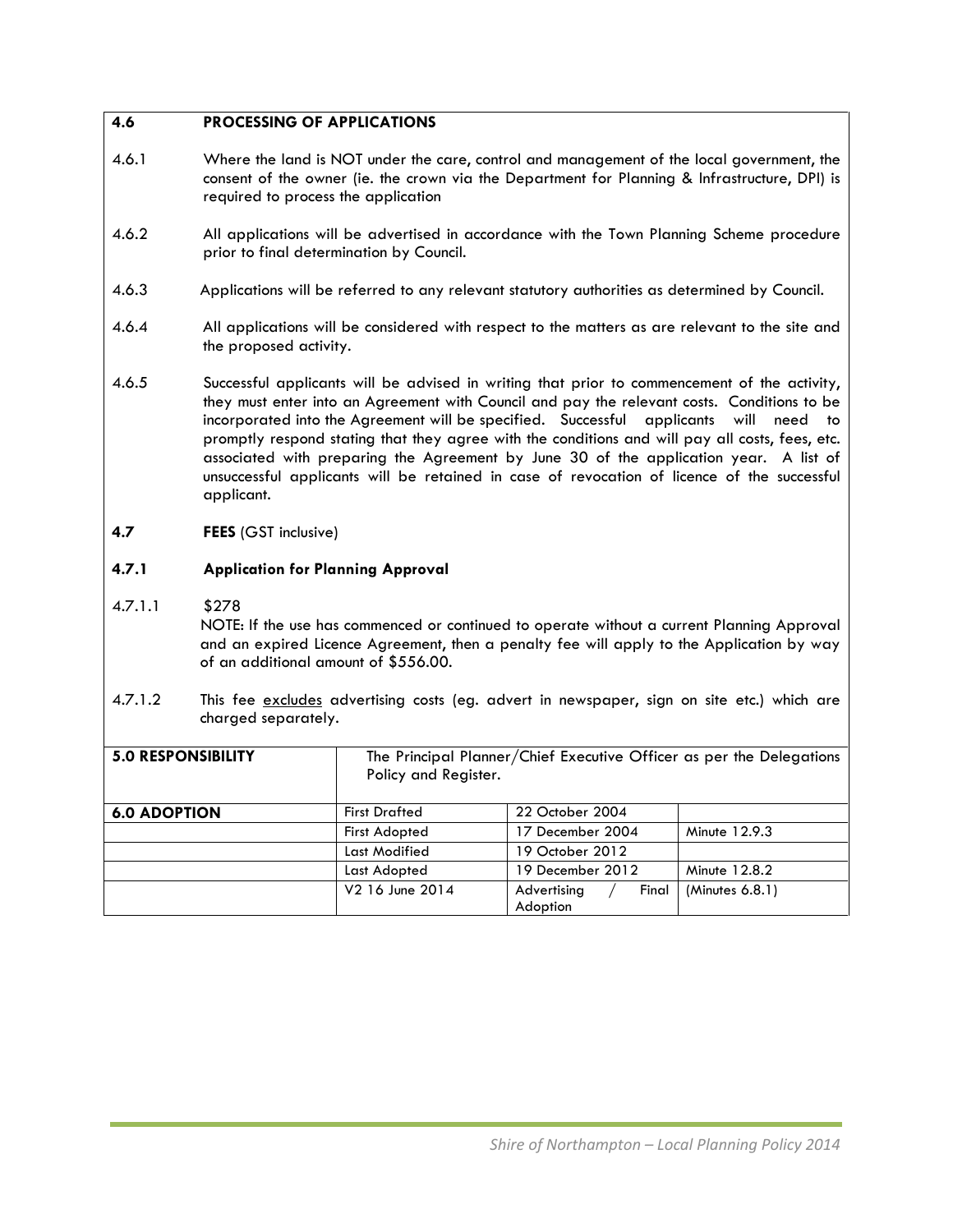### 4.6 PROCESSING OF APPLICATIONS

4.6.1 Where the land is NOT under the care, control and management of the local government, the consent of the owner (ie. the crown via the Department for Planning & Infrastructure, DPI) is required to process the application

4.6.2 All applications will be advertised in accordance with the Town Planning Scheme procedure prior to final determination by Council.

4.6.3 Applications will be referred to any relevant statutory authorities as determined by Council.

4.6.4 All applications will be considered with respect to the matters as are relevant to the site and the proposed activity.

4.6.5 Successful applicants will be advised in writing that prior to commencement of the activity, they must enter into an Agreement with Council and pay the relevant costs. Conditions to be incorporated into the Agreement will be specified. Successful applicants will need to promptly respond stating that they agree with the conditions and will pay all costs, fees, etc. associated with preparing the Agreement by June 30 of the application year. A list of unsuccessful applicants will be retained in case of revocation of licence of the successful applicant.

### 4.7 FEES (GST inclusive)

#### 4.7.1 Application for Planning Approval

4.7.1.1 $278
NOTE: If the use has commenced or continued to operate without a current Planning Approval and an expired Licence Agreement, then a penalty fee will apply to the Application by way of an additional amount of $556.00.

4.7.1.2 This fee <u>excludes</u> advertising costs (eg. advert in newspaper, sign on site etc.) which are charged separately.

| **5.0 RESPONSIBILITY** | The Principal Planner/Chief Executive Officer as per the Delegations Policy and Register. | | |
|---|---|---|---|
| **6.0 ADOPTION** | First Drafted | 22 October 2004 | |
| | First Adopted | 17 December 2004 | Minute 12.9.3 |
| | Last Modified | 19 October 2012 | |
| | Last Adopted | 19 December 2012 | Minute 12.8.2 |
| | V2 16 June 2014 | Advertising / Final Adoption | (Minutes 6.8.1) |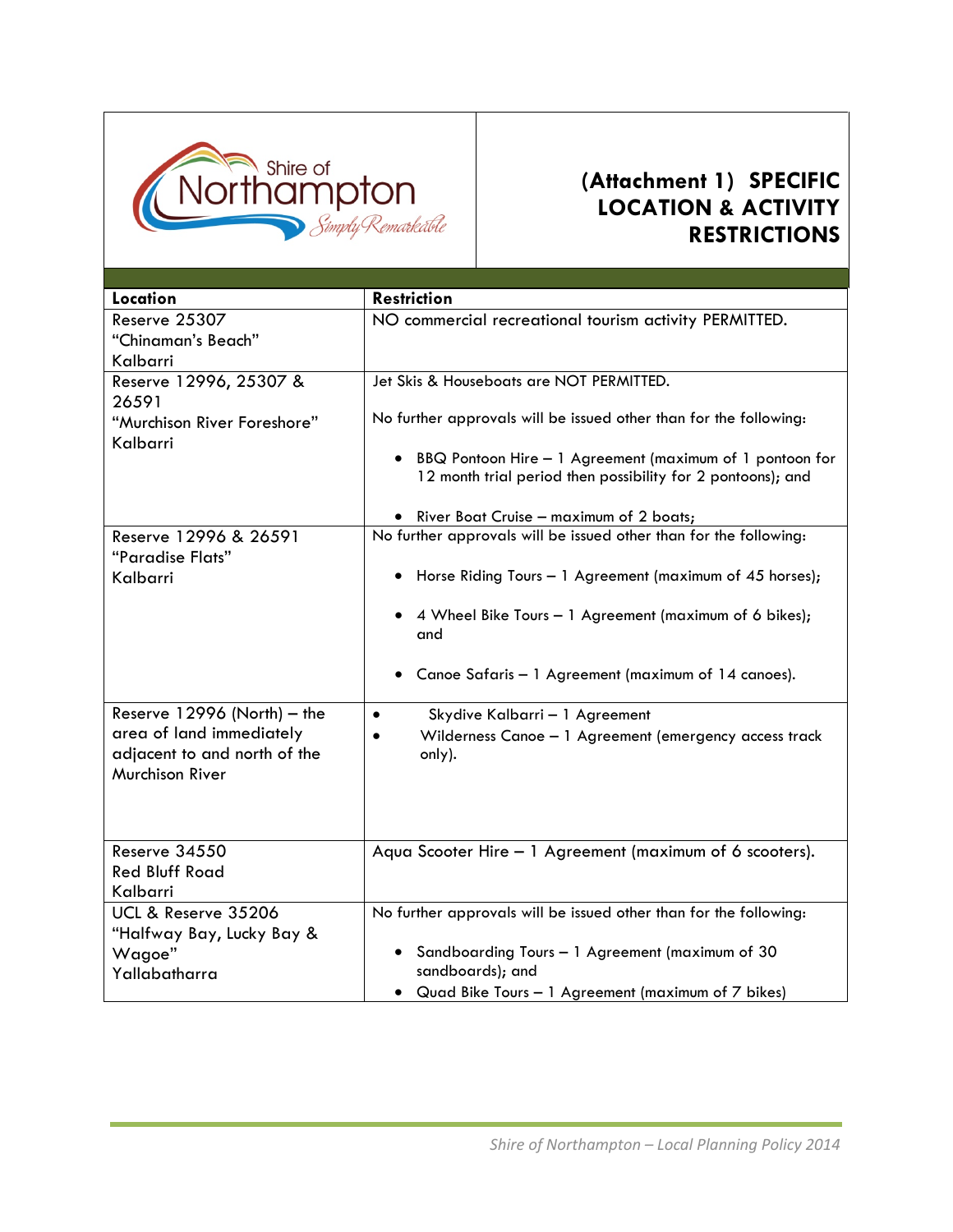# (Attachment 1) SPECIFIC LOCATION & ACTIVITY RESTRICTIONS

| Location | Restriction |
| --- | --- |
| Reserve 25307<br>"Chinaman's Beach"<br>Kalbarri | NO commercial recreational tourism activity PERMITTED. |
| Reserve 12996, 25307 & 26591<br>"Murchison River Foreshore"<br>Kalbarri | Jet Skis & Houseboats are NOT PERMITTED.<br><br>No further approvals will be issued other than for the following:<br><br>• BBQ Pontoon Hire – 1 Agreement (maximum of 1 pontoon for 12 month trial period then possibility for 2 pontoons); and<br><br>• River Boat Cruise – maximum of 2 boats; |
| Reserve 12996 & 26591<br>"Paradise Flats"<br>Kalbarri | No further approvals will be issued other than for the following:<br><br>• Horse Riding Tours – 1 Agreement (maximum of 45 horses);<br><br>• 4 Wheel Bike Tours – 1 Agreement (maximum of 6 bikes); and<br><br>• Canoe Safaris – 1 Agreement (maximum of 14 canoes). |
| Reserve 12996 (North) – the area of land immediately adjacent to and north of the Murchison River | • Skydive Kalbarri – 1 Agreement<br>• Wilderness Canoe – 1 Agreement (emergency access track only). |
| Reserve 34550<br>Red Bluff Road<br>Kalbarri | Aqua Scooter Hire – 1 Agreement (maximum of 6 scooters). |
| UCL & Reserve 35206<br>"Halfway Bay, Lucky Bay & Wagoe"<br>Yallabatharra | No further approvals will be issued other than for the following:<br><br>• Sandboarding Tours – 1 Agreement (maximum of 30 sandboards); and<br>• Quad Bike Tours – 1 Agreement (maximum of 7 bikes) |